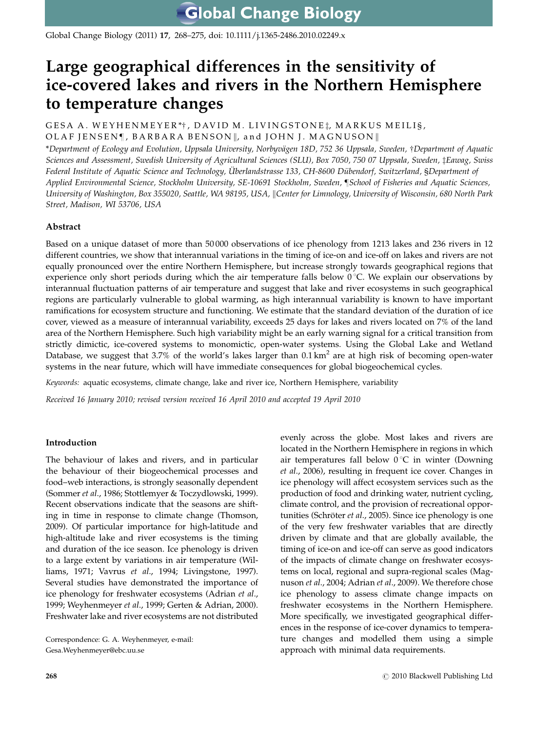# Large geographical differences in the sensitivity of ice-covered lakes and rivers in the Northern Hemisphere to temperature changes

GESA A. WEYHENMEYER*†, DAVID M. LIVINGSTONE‡, MARKUS MEILI§, OLAF JENSEN¶, BARBARA BENSON‖, and JOHN J. MAGNUSON‖

*Department of Ecology and Evolution, Uppsala University, Norbyvägen 18D, 752 36 Uppsala, Sweden, †Department of Aquatic Sciences and Assessment, Swedish University of Agricultural Sciences (SLU), Box 7050, 750 07 Uppsala, Sweden, ‡Eawag, Swiss Federal Institute of Aquatic Science and Technology, Überlandstrasse 133, CH-8600 Dübendorf, Switzerland, §Department of Applied Environmental Science, Stockholm University, SE-10691 Stockholm, Sweden, ¶School of Fisheries and Aquatic Sciences, University of Washington, Box 355020, Seattle, WA 98195, USA, ‖Center for Limnology, University of Wisconsin, 680 North Park Street, Madison, WI 53706, USA

## Abstract

Based on a unique dataset of more than 50 000 observations of ice phenology from 1213 lakes and 236 rivers in 12 different countries, we show that interannual variations in the timing of ice-on and ice-off on lakes and rivers are not equally pronounced over the entire Northern Hemisphere, but increase strongly towards geographical regions that experience only short periods during which the air temperature falls below 0 °C. We explain our observations by interannual fluctuation patterns of air temperature and suggest that lake and river ecosystems in such geographical regions are particularly vulnerable to global warming, as high interannual variability is known to have important ramifications for ecosystem structure and functioning. We estimate that the standard deviation of the duration of ice cover, viewed as a measure of interannual variability, exceeds 25 days for lakes and rivers located on 7% of the land area of the Northern Hemisphere. Such high variability might be an early warning signal for a critical transition from strictly dimictic, ice-covered systems to monomictic, open-water systems. Using the Global Lake and Wetland Database, we suggest that 3.7% of the world's lakes larger than 0.1 km$^2$ are at high risk of becoming open-water systems in the near future, which will have immediate consequences for global biogeochemical cycles.

*Keywords:* aquatic ecosystems, climate change, lake and river ice, Northern Hemisphere, variability

*Received 16 January 2010; revised version received 16 April 2010 and accepted 19 April 2010*

## Introduction

The behaviour of lakes and rivers, and in particular the behaviour of their biogeochemical processes and food–web interactions, is strongly seasonally dependent (Sommer *et al*., 1986; Stottlemyer & Toczydlowski, 1999). Recent observations indicate that the seasons are shifting in time in response to climate change (Thomson, 2009). Of particular importance for high-latitude and high-altitude lake and river ecosystems is the timing and duration of the ice season. Ice phenology is driven to a large extent by variations in air temperature (Williams, 1971; Vavrus *et al*., 1994; Livingstone, 1997). Several studies have demonstrated the importance of ice phenology for freshwater ecosystems (Adrian *et al*., 1999; Weyhenmeyer *et al*., 1999; Gerten & Adrian, 2000). Freshwater lake and river ecosystems are not distributed evenly across the globe. Most lakes and rivers are located in the Northern Hemisphere in regions in which air temperatures fall below 0 °C in winter (Downing *et al*., 2006), resulting in frequent ice cover. Changes in ice phenology will affect ecosystem services such as the production of food and drinking water, nutrient cycling, climate control, and the provision of recreational opportunities (Schröter *et al*., 2005). Since ice phenology is one of the very few freshwater variables that are directly driven by climate and that are globally available, the timing of ice-on and ice-off can serve as good indicators of the impacts of climate change on freshwater ecosystems on local, regional and supra-regional scales (Magnuson *et al*., 2004; Adrian *et al*., 2009). We therefore chose ice phenology to assess climate change impacts on freshwater ecosystems in the Northern Hemisphere. More specifically, we investigated geographical differences in the response of ice-cover dynamics to temperature changes and modelled them using a simple approach with minimal data requirements.

Correspondence: G. A. Weyhenmeyer, e-mail: Gesa.Weyhenmeyer@ebc.uu.se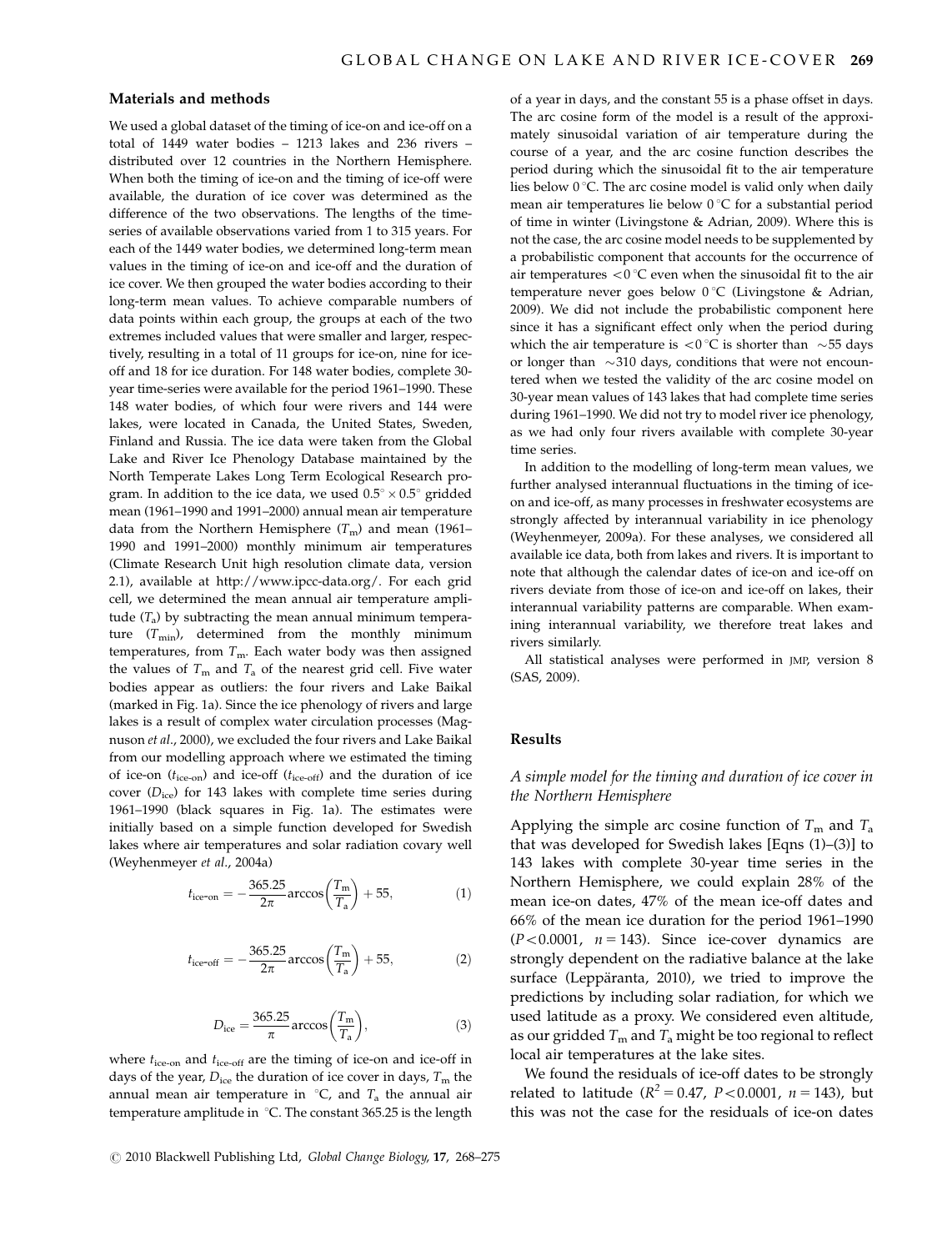## Materials and methods

We used a global dataset of the timing of ice-on and ice-off on a total of 1449 water bodies – 1213 lakes and 236 rivers – distributed over 12 countries in the Northern Hemisphere. When both the timing of ice-on and the timing of ice-off were available, the duration of ice cover was determined as the difference of the two observations. The lengths of the time-series of available observations varied from 1 to 315 years. For each of the 1449 water bodies, we determined long-term mean values in the timing of ice-on and ice-off and the duration of ice cover. We then grouped the water bodies according to their long-term mean values. To achieve comparable numbers of data points within each group, the groups at each of the two extremes included values that were smaller and larger, respectively, resulting in a total of 11 groups for ice-on, nine for ice-off and 18 for ice duration. For 148 water bodies, complete 30-year time-series were available for the period 1961–1990. These 148 water bodies, of which four were rivers and 144 were lakes, were located in Canada, the United States, Sweden, Finland and Russia. The ice data were taken from the Global Lake and River Ice Phenology Database maintained by the North Temperate Lakes Long Term Ecological Research program. In addition to the ice data, we used $0.5^{\circ} \times 0.5^{\circ}$ gridded mean (1961–1990 and 1991–2000) annual mean air temperature data from the Northern Hemisphere ($T_{\mathrm{m}}$) and mean (1961–1990 and 1991–2000) monthly minimum air temperatures (Climate Research Unit high resolution climate data, version 2.1), available at http://www.ipcc-data.org/. For each grid cell, we determined the mean annual air temperature amplitude ($T_{\mathrm{a}}$) by subtracting the mean annual minimum temperature ($T_{\mathrm{min}}$), determined from the monthly minimum temperatures, from $T_{\mathrm{m}}$. Each water body was then assigned the values of $T_{\mathrm{m}}$ and $T_{\mathrm{a}}$ of the nearest grid cell. Five water bodies appear as outliers: the four rivers and Lake Baikal (marked in Fig. 1a). Since the ice phenology of rivers and large lakes is a result of complex water circulation processes (Magnuson *et al*., 2000), we excluded the four rivers and Lake Baikal from our modelling approach where we estimated the timing of ice-on ($t_{\text{ice-on}}$) and ice-off ($t_{\text{ice-off}}$) and the duration of ice cover ($D_{\text{ice}}$) for 143 lakes with complete time series during 1961–1990 (black squares in Fig. 1a). The estimates were initially based on a simple function developed for Swedish lakes where air temperatures and solar radiation covary well (Weyhenmeyer *et al*., 2004a)

$$t_{\text{ice-on}} = -\frac{365.25}{2\pi}\arccos\left(\frac{T_{\mathrm{m}}}{T_{\mathrm{a}}}\right) + 55, \tag{1}$$

$$t_{\text{ice-off}} = -\frac{365.25}{2\pi}\arccos\left(\frac{T_{\mathrm{m}}}{T_{\mathrm{a}}}\right) + 55, \tag{2}$$

$$D_{\text{ice}} = \frac{365.25}{\pi}\arccos\left(\frac{T_{\mathrm{m}}}{T_{\mathrm{a}}}\right), \tag{3}$$

where $t_{\text{ice-on}}$ and $t_{\text{ice-off}}$ are the timing of ice-on and ice-off in days of the year, $D_{\text{ice}}$ the duration of ice cover in days, $T_{\mathrm{m}}$ the annual mean air temperature in °C, and $T_{\mathrm{a}}$ the annual air temperature amplitude in °C. The constant 365.25 is the length of a year in days, and the constant 55 is a phase offset in days. The arc cosine form of the model is a result of the approximately sinusoidal variation of air temperature during the course of a year, and the arc cosine function describes the period during which the sinusoidal fit to the air temperature lies below 0 °C. The arc cosine model is valid only when daily mean air temperatures lie below 0 °C for a substantial period of time in winter (Livingstone & Adrian, 2009). Where this is not the case, the arc cosine model needs to be supplemented by a probabilistic component that accounts for the occurrence of air temperatures <0 °C even when the sinusoidal fit to the air temperature never goes below 0 °C (Livingstone & Adrian, 2009). We did not include the probabilistic component here since it has a significant effect only when the period during which the air temperature is <0 °C is shorter than ~55 days or longer than ~310 days, conditions that were not encountered when we tested the validity of the arc cosine model on 30-year mean values of 143 lakes that had complete time series during 1961–1990. We did not try to model river ice phenology, as we had only four rivers available with complete 30-year time series.

In addition to the modelling of long-term mean values, we further analysed interannual fluctuations in the timing of ice-on and ice-off, as many processes in freshwater ecosystems are strongly affected by interannual variability in ice phenology (Weyhenmeyer, 2009a). For these analyses, we considered all available ice data, both from lakes and rivers. It is important to note that although the calendar dates of ice-on and ice-off on rivers deviate from those of ice-on and ice-off on lakes, their interannual variability patterns are comparable. When examining interannual variability, we therefore treat lakes and rivers similarly.

All statistical analyses were performed in JMP, version 8 (SAS, 2009).

## Results

### A simple model for the timing and duration of ice cover in the Northern Hemisphere

Applying the simple arc cosine function of $T_{\mathrm{m}}$ and $T_{\mathrm{a}}$ that was developed for Swedish lakes [Eqns (1)–(3)] to 143 lakes with complete 30-year time series in the Northern Hemisphere, we could explain 28% of the mean ice-on dates, 47% of the mean ice-off dates and 66% of the mean ice duration for the period 1961–1990 ($P<0.0001$, $n=143$). Since ice-cover dynamics are strongly dependent on the radiative balance at the lake surface (Leppäranta, 2010), we tried to improve the predictions by including solar radiation, for which we used latitude as a proxy. We considered even altitude, as our gridded $T_{\mathrm{m}}$ and $T_{\mathrm{a}}$ might be too regional to reflect local air temperatures at the lake sites.

We found the residuals of ice-off dates to be strongly related to latitude ($R^2=0.47$, $P<0.0001$, $n=143$), but this was not the case for the residuals of ice-on dates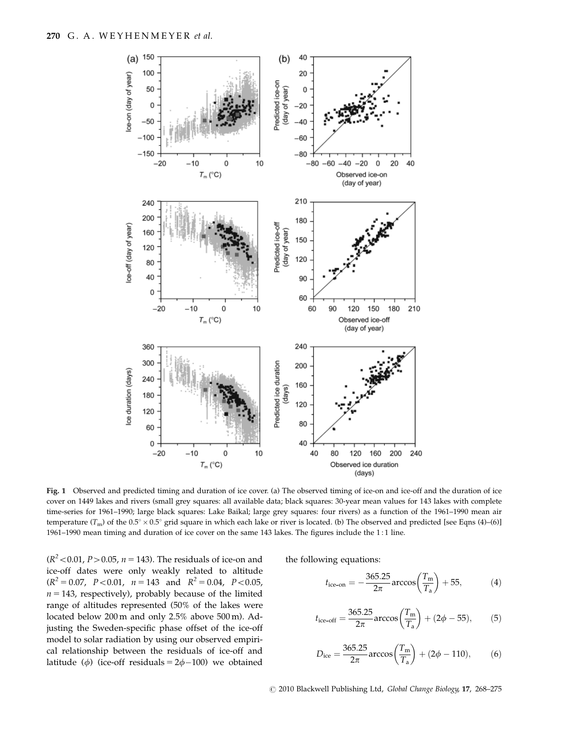Fig. 1 Observed and predicted timing and duration of ice cover. (a) The observed timing of ice-on and ice-off and the duration of ice cover on 1449 lakes and rivers (small grey squares: all available data; black squares: 30-year mean values for 143 lakes with complete time-series for 1961–1990; large black squares: Lake Baikal; large grey squares: four rivers) as a function of the 1961–1990 mean air temperature ($T_m$) of the $0.5° \times 0.5°$ grid square in which each lake or river is located. (b) The observed and predicted [see Eqns (4)–(6)] 1961–1990 mean timing and duration of ice cover on the same 143 lakes. The figures include the 1 : 1 line.

($R^2 < 0.01$, $P > 0.05$, $n = 143$). The residuals of ice-on and ice-off dates were only weakly related to altitude ($R^2 = 0.07$, $P < 0.01$, $n = 143$ and $R^2 = 0.04$, $P < 0.05$, $n = 143$, respectively), probably because of the limited range of altitudes represented (50% of the lakes were located below 200 m and only 2.5% above 500 m). Adjusting the Sweden-specific phase offset of the ice-off model to solar radiation by using our observed empirical relationship between the residuals of ice-off and latitude ($\phi$) (ice-off residuals $= 2\phi - 100$) we obtained the following equations:

$$t_{\text{ice-on}} = -\frac{365.25}{2\pi}\arccos\left(\frac{T_m}{T_a}\right) + 55, \tag{4}$$

$$t_{\text{ice-off}} = \frac{365.25}{2\pi}\arccos\left(\frac{T_m}{T_a}\right) + (2\phi - 55), \tag{5}$$

$$D_{\text{ice}} = \frac{365.25}{2\pi}\arccos\left(\frac{T_m}{T_a}\right) + (2\phi - 110), \tag{6}$$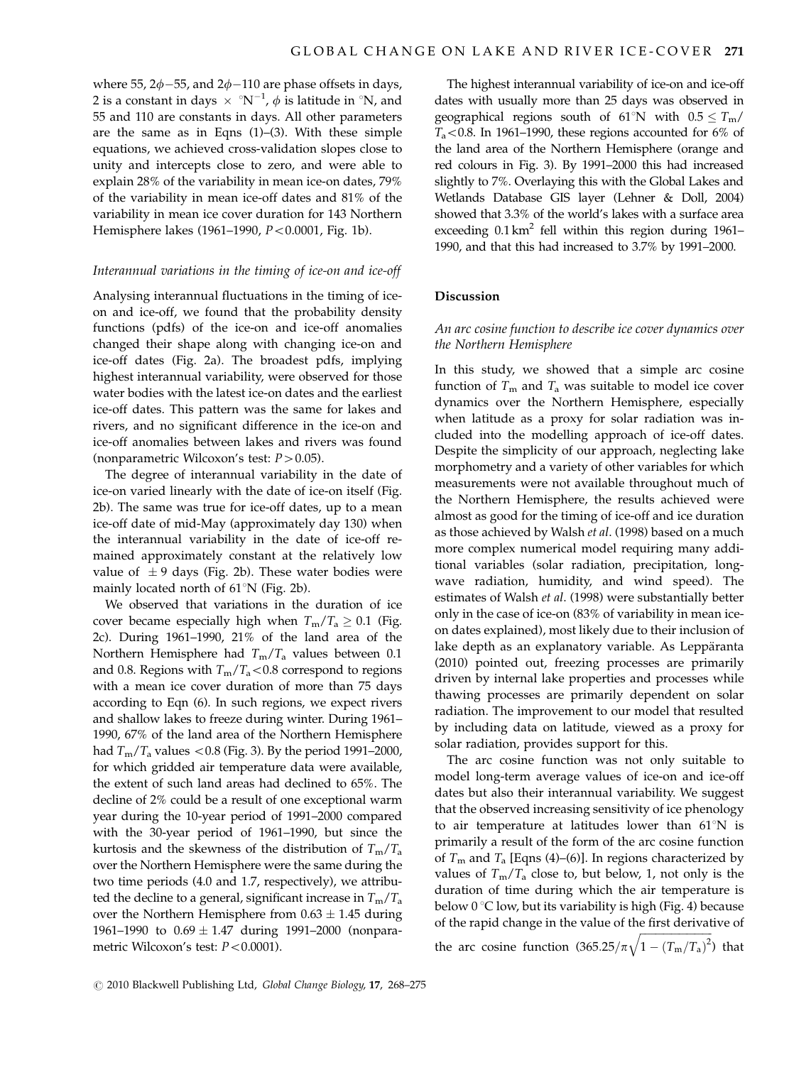where 55, $2\phi-55$, and $2\phi-110$ are phase offsets in days, 2 is a constant in days $\times$ $°N^{-1}$, $\phi$ is latitude in °N, and 55 and 110 are constants in days. All other parameters are the same as in Eqns (1)–(3). With these simple equations, we achieved cross-validation slopes close to unity and intercepts close to zero, and were able to explain 28% of the variability in mean ice-on dates, 79% of the variability in mean ice-off dates and 81% of the variability in mean ice cover duration for 143 Northern Hemisphere lakes (1961–1990, $P<0.0001$, Fig. 1b).

### *Interannual variations in the timing of ice-on and ice-off*

Analysing interannual fluctuations in the timing of ice-on and ice-off, we found that the probability density functions (pdfs) of the ice-on and ice-off anomalies changed their shape along with changing ice-on and ice-off dates (Fig. 2a). The broadest pdfs, implying highest interannual variability, were observed for those water bodies with the latest ice-on dates and the earliest ice-off dates. This pattern was the same for lakes and rivers, and no significant difference in the ice-on and ice-off anomalies between lakes and rivers was found (nonparametric Wilcoxon's test: $P>0.05$).

The degree of interannual variability in the date of ice-on varied linearly with the date of ice-on itself (Fig. 2b). The same was true for ice-off dates, up to a mean ice-off date of mid-May (approximately day 130) when the interannual variability in the date of ice-off remained approximately constant at the relatively low value of $\pm 9$ days (Fig. 2b). These water bodies were mainly located north of 61°N (Fig. 2b).

We observed that variations in the duration of ice cover became especially high when $T_m/T_a \geq 0.1$ (Fig. 2c). During 1961–1990, 21% of the land area of the Northern Hemisphere had $T_m/T_a$ values between 0.1 and 0.8. Regions with $T_m/T_a<0.8$ correspond to regions with a mean ice cover duration of more than 75 days according to Eqn (6). In such regions, we expect rivers and shallow lakes to freeze during winter. During 1961–1990, 67% of the land area of the Northern Hemisphere had $T_m/T_a$ values $<0.8$ (Fig. 3). By the period 1991–2000, for which gridded air temperature data were available, the extent of such land areas had declined to 65%. The decline of 2% could be a result of one exceptional warm year during the 10-year period of 1991–2000 compared with the 30-year period of 1961–1990, but since the kurtosis and the skewness of the distribution of $T_m/T_a$ over the Northern Hemisphere were the same during the two time periods (4.0 and 1.7, respectively), we attributed the decline to a general, significant increase in $T_m/T_a$ over the Northern Hemisphere from $0.63 \pm 1.45$ during 1961–1990 to $0.69 \pm 1.47$ during 1991–2000 (nonparametric Wilcoxon's test: $P<0.0001$).

The highest interannual variability of ice-on and ice-off dates with usually more than 25 days was observed in geographical regions south of 61°N with $0.5 \leq T_m/T_a<0.8$. In 1961–1990, these regions accounted for 6% of the land area of the Northern Hemisphere (orange and red colours in Fig. 3). By 1991–2000 this had increased slightly to 7%. Overlaying this with the Global Lakes and Wetlands Database GIS layer (Lehner & Doll, 2004) showed that 3.3% of the world's lakes with a surface area exceeding 0.1 km$^2$ fell within this region during 1961–1990, and that this had increased to 3.7% by 1991–2000.

## Discussion

### *An arc cosine function to describe ice cover dynamics over the Northern Hemisphere*

In this study, we showed that a simple arc cosine function of $T_m$ and $T_a$ was suitable to model ice cover dynamics over the Northern Hemisphere, especially when latitude as a proxy for solar radiation was included into the modelling approach of ice-off dates. Despite the simplicity of our approach, neglecting lake morphometry and a variety of other variables for which measurements were not available throughout much of the Northern Hemisphere, the results achieved were almost as good for the timing of ice-off and ice duration as those achieved by Walsh *et al*. (1998) based on a much more complex numerical model requiring many additional variables (solar radiation, precipitation, longwave radiation, humidity, and wind speed). The estimates of Walsh *et al*. (1998) were substantially better only in the case of ice-on (83% of variability in mean ice-on dates explained), most likely due to their inclusion of lake depth as an explanatory variable. As Leppäranta (2010) pointed out, freezing processes are primarily driven by internal lake properties and processes while thawing processes are primarily dependent on solar radiation. The improvement to our model that resulted by including data on latitude, viewed as a proxy for solar radiation, provides support for this.

The arc cosine function was not only suitable to model long-term average values of ice-on and ice-off dates but also their interannual variability. We suggest that the observed increasing sensitivity of ice phenology to air temperature at latitudes lower than 61°N is primarily a result of the form of the arc cosine function of $T_m$ and $T_a$ [Eqns (4)–(6)]. In regions characterized by values of $T_m/T_a$ close to, but below, 1, not only is the duration of time during which the air temperature is below 0 °C low, but its variability is high (Fig. 4) because of the rapid change in the value of the first derivative of the arc cosine function $(365.25/\pi\sqrt{1-(T_m/T_a)^2})$ that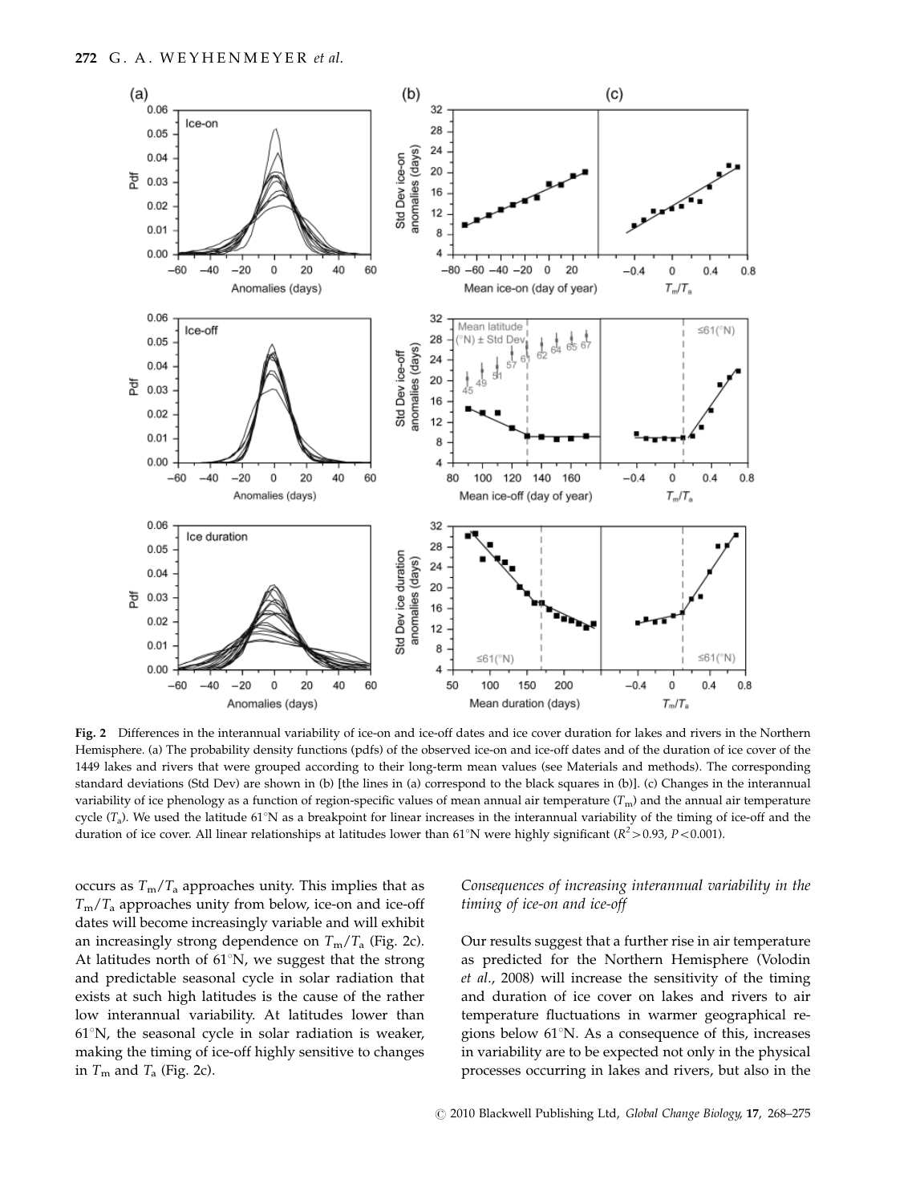**Fig. 2** Differences in the interannual variability of ice-on and ice-off dates and ice cover duration for lakes and rivers in the Northern Hemisphere. (a) The probability density functions (pdfs) of the observed ice-on and ice-off dates and of the duration of ice cover of the 1449 lakes and rivers that were grouped according to their long-term mean values (see Materials and methods). The corresponding standard deviations (Std Dev) are shown in (b) [the lines in (a) correspond to the black squares in (b)]. (c) Changes in the interannual variability of ice phenology as a function of region-specific values of mean annual air temperature ($T_m$) and the annual air temperature cycle ($T_a$). We used the latitude 61°N as a breakpoint for linear increases in the interannual variability of the timing of ice-off and the duration of ice cover. All linear relationships at latitudes lower than 61°N were highly significant ($R^2 > 0.93$, $P < 0.001$).

occurs as $T_m/T_a$ approaches unity. This implies that as $T_m/T_a$ approaches unity from below, ice-on and ice-off dates will become increasingly variable and will exhibit an increasingly strong dependence on $T_m/T_a$ (Fig. 2c). At latitudes north of 61°N, we suggest that the strong and predictable seasonal cycle in solar radiation that exists at such high latitudes is the cause of the rather low interannual variability. At latitudes lower than 61°N, the seasonal cycle in solar radiation is weaker, making the timing of ice-off highly sensitive to changes in $T_m$ and $T_a$ (Fig. 2c).

### *Consequences of increasing interannual variability in the timing of ice-on and ice-off*

Our results suggest that a further rise in air temperature as predicted for the Northern Hemisphere (Volodin *et al*., 2008) will increase the sensitivity of the timing and duration of ice cover on lakes and rivers to air temperature fluctuations in warmer geographical regions below 61°N. As a consequence of this, increases in variability are to be expected not only in the physical processes occurring in lakes and rivers, but also in the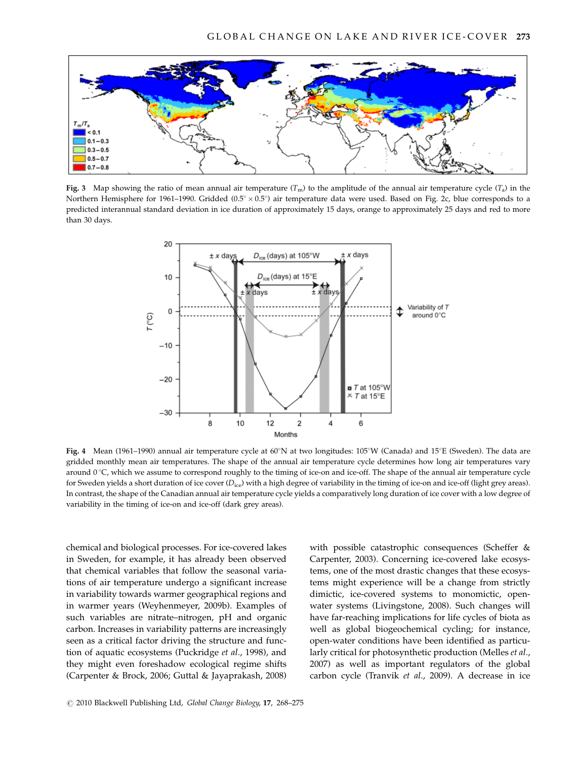**Fig. 3** Map showing the ratio of mean annual air temperature ($T_m$) to the amplitude of the annual air temperature cycle ($T_a$) in the Northern Hemisphere for 1961–1990. Gridded ($0.5^{\circ} \times 0.5^{\circ}$) air temperature data were used. Based on Fig. 2c, blue corresponds to a predicted interannual standard deviation in ice duration of approximately 15 days, orange to approximately 25 days and red to more than 30 days.

**Fig. 4** Mean (1961–1990) annual air temperature cycle at 60°N at two longitudes: 105°W (Canada) and 15°E (Sweden). The data are gridded monthly mean air temperatures. The shape of the annual air temperature cycle determines how long air temperatures vary around 0 °C, which we assume to correspond roughly to the timing of ice-on and ice-off. The shape of the annual air temperature cycle for Sweden yields a short duration of ice cover ($D_{ice}$) with a high degree of variability in the timing of ice-on and ice-off (light grey areas). In contrast, the shape of the Canadian annual air temperature cycle yields a comparatively long duration of ice cover with a low degree of variability in the timing of ice-on and ice-off (dark grey areas).

chemical and biological processes. For ice-covered lakes in Sweden, for example, it has already been observed that chemical variables that follow the seasonal variations of air temperature undergo a significant increase in variability towards warmer geographical regions and in warmer years (Weyhenmeyer, 2009b). Examples of such variables are nitrate–nitrogen, pH and organic carbon. Increases in variability patterns are increasingly seen as a critical factor driving the structure and function of aquatic ecosystems (Puckridge *et al*., 1998), and they might even foreshadow ecological regime shifts (Carpenter & Brock, 2006; Guttal & Jayaprakash, 2008) with possible catastrophic consequences (Scheffer & Carpenter, 2003). Concerning ice-covered lake ecosystems, one of the most drastic changes that these ecosystems might experience will be a change from strictly dimictic, ice-covered systems to monomictic, open-water systems (Livingstone, 2008). Such changes will have far-reaching implications for life cycles of biota as well as global biogeochemical cycling; for instance, open-water conditions have been identified as particularly critical for photosynthetic production (Melles *et al*., 2007) as well as important regulators of the global carbon cycle (Tranvik *et al*., 2009). A decrease in ice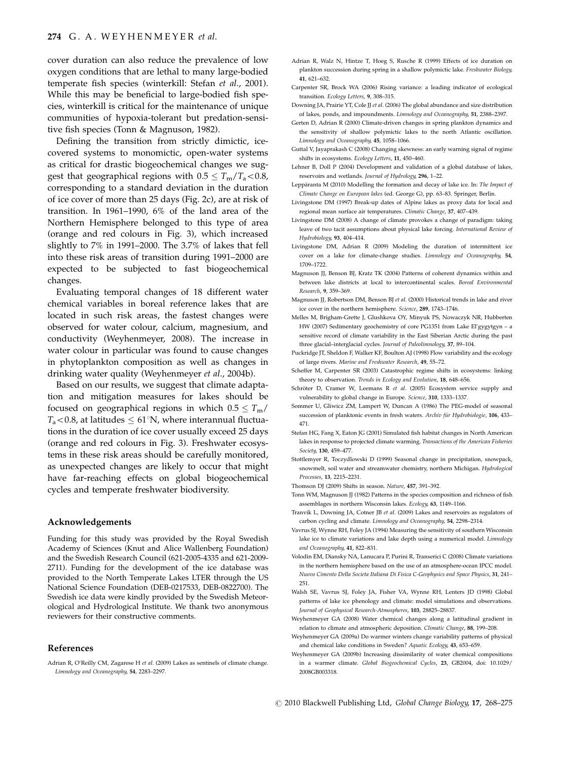cover duration can also reduce the prevalence of low oxygen conditions that are lethal to many large-bodied temperate fish species (winterkill: Stefan *et al*., 2001). While this may be beneficial to large-bodied fish species, winterkill is critical for the maintenance of unique communities of hypoxia-tolerant but predation-sensitive fish species (Tonn & Magnuson, 1982).

Defining the transition from strictly dimictic, ice-covered systems to monomictic, open-water systems as critical for drastic biogeochemical changes we suggest that geographical regions with $0.5 \leq T_m/T_a < 0.8$, corresponding to a standard deviation in the duration of ice cover of more than 25 days (Fig. 2c), are at risk of transition. In 1961–1990, 6% of the land area of the Northern Hemisphere belonged to this type of area (orange and red colours in Fig. 3), which increased slightly to 7% in 1991–2000. The 3.7% of lakes that fell into these risk areas of transition during 1991–2000 are expected to be subjected to fast biogeochemical changes.

Evaluating temporal changes of 18 different water chemical variables in boreal reference lakes that are located in such risk areas, the fastest changes were observed for water colour, calcium, magnesium, and conductivity (Weyhenmeyer, 2008). The increase in water colour in particular was found to cause changes in phytoplankton composition as well as changes in drinking water quality (Weyhenmeyer *et al*., 2004b).

Based on our results, we suggest that climate adaptation and mitigation measures for lakes should be focused on geographical regions in which $0.5 \leq T_m/T_a < 0.8$, at latitudes $\leq 61°$N, where interannual fluctuations in the duration of ice cover usually exceed 25 days (orange and red colours in Fig. 3). Freshwater ecosystems in these risk areas should be carefully monitored, as unexpected changes are likely to occur that might have far-reaching effects on global biogeochemical cycles and temperate freshwater biodiversity.

## Acknowledgements

Funding for this study was provided by the Royal Swedish Academy of Sciences (Knut and Alice Wallenberg Foundation) and the Swedish Research Council (621-2005-4335 and 621-2009-2711). Funding for the development of the ice database was provided to the North Temperate Lakes LTER through the US National Science Foundation (DEB-0217533, DEB-0822700). The Swedish ice data were kindly provided by the Swedish Meteorological and Hydrological Institute. We thank two anonymous reviewers for their constructive comments.

## References

Adrian R, O'Reilly CM, Zagarese H *et al*. (2009) Lakes as sentinels of climate change. *Limnology and Oceanography*, **54**, 2283–2297.

Adrian R, Walz N, Hintze T, Hoeg S, Rusche R (1999) Effects of ice duration on plankton succession during spring in a shallow polymictic lake. *Freshwater Biology*, **41**, 621–632.

Carpenter SR, Brock WA (2006) Rising variance: a leading indicator of ecological transition. *Ecology Letters*, **9**, 308–315.

Downing JA, Prairie YT, Cole JJ *et al*. (2006) The global abundance and size distribution of lakes, ponds, and impoundments. *Limnology and Oceanography*, **51**, 2388–2397.

Gerten D, Adrian R (2000) Climate-driven changes in spring plankton dynamics and the sensitivity of shallow polymictic lakes to the north Atlantic oscillation. *Limnology and Oceanography*, **45**, 1058–1066.

Guttal V, Jayaprakash C (2008) Changing skewness: an early warning signal of regime shifts in ecosystems. *Ecology Letters*, **11**, 450–460.

Lehner B, Doll P (2004) Development and validation of a global database of lakes, reservoirs and wetlands. *Journal of Hydrology*, **296**, 1–22.

Leppäranta M (2010) Modelling the formation and decay of lake ice. In: *The Impact of Climate Change on European lakes* (ed. George G), pp. 63–83. Springer, Berlin.

Livingstone DM (1997) Break-up dates of Alpine lakes as proxy data for local and regional mean surface air temperatures. *Climatic Change*, **37**, 407–439.

Livingstone DM (2008) A change of climate provokes a change of paradigm: taking leave of two tacit assumptions about physical lake forcing. *International Review of Hydrobiology*, **93**, 404–414.

Livingstone DM, Adrian R (2009) Modeling the duration of intermittent ice cover on a lake for climate-change studies. *Limnology and Oceanography*, **54**, 1709–1722.

Magnuson JJ, Benson BJ, Kratz TK (2004) Patterns of coherent dynamics within and between lake districts at local to intercontinental scales. *Boreal Environmental Research*, **9**, 359–369.

Magnuson JJ, Robertson DM, Benson BJ *et al*. (2000) Historical trends in lake and river ice cover in the northern hemisphere. *Science*, **289**, 1743–1746.

Melles M, Brigham-Grette J, Glushkova OY, Minyuk PS, Nowaczyk NR, Hubberten HW (2007) Sedimentary geochemistry of core PG1351 from Lake El'gygytgyn – a sensitive record of climate variability in the East Siberian Arctic during the past three glacial–interglacial cycles. *Journal of Paleolimnology*, **37**, 89–104.

Puckridge JT, Sheldon F, Walker KF, Boulton AJ (1998) Flow variability and the ecology of large rivers. *Marine and Freshwater Research*, **49**, 55–72.

Scheffer M, Carpenter SR (2003) Catastrophic regime shifts in ecosystems: linking theory to observation. *Trends in Ecology and Evolution*, **18**, 648–656.

Schröter D, Cramer W, Leemans R *et al*. (2005) Ecosystem service supply and vulnerability to global change in Europe. *Science*, **310**, 1333–1337.

Sommer U, Gliwicz ZM, Lampert W, Duncan A (1986) The PEG-model of seasonal succession of planktonic events in fresh waters. *Archiv für Hydrobiologie*, **106**, 433–471.

Stefan HG, Fang X, Eaton JG (2001) Simulated fish habitat changes in North American lakes in response to projected climate warming. *Transactions of the American Fisheries Society*, **130**, 459–477.

Stottlemyer R, Toczydlowski D (1999) Seasonal change in precipitation, snowpack, snowmelt, soil water and streamwater chemistry, northern Michigan. *Hydrological Processes*, **13**, 2215–2231.

Thomson DJ (2009) Shifts in season. *Nature*, **457**, 391–392.

Tonn WM, Magnuson JJ (1982) Patterns in the species composition and richness of fish assemblages in northern Wisconsin lakes. *Ecology*, **63**, 1149–1166.

Tranvik L, Downing JA, Cotner JB *et al*. (2009) Lakes and reservoirs as regulators of carbon cycling and climate. *Limnology and Oceanography*, **54**, 2298–2314.

Vavrus SJ, Wynne RH, Foley JA (1994) Measuring the sensitivity of southern Wisconsin lake ice to climate variations and lake depth using a numerical model. *Limnology and Oceanography*, **41**, 822–831.

Volodin EM, Diansky NA, Lanucara P, Purini R, Transerici C (2008) Climate variations in the northern hemisphere based on the use of an atmosphere-ocean IPCC model. *Nuovo Cimento Della Societa Italiana Di Fisica C-Geophysics and Space Physics*, **31**, 241–251.

Walsh SE, Vavrus SJ, Foley JA, Fisher VA, Wynne RH, Lenters JD (1998) Global patterns of lake ice phenology and climate: model simulations and observations. *Journal of Geophysical Research-Atmospheres*, **103**, 28825–28837.

Weyhenmeyer GA (2008) Water chemical changes along a latitudinal gradient in relation to climate and atmospheric deposition. *Climatic Change*, **88**, 199–208.

Weyhenmeyer GA (2009a) Do warmer winters change variability patterns of physical and chemical lake conditions in Sweden? *Aquatic Ecology*, **43**, 653–659.

Weyhenmeyer GA (2009b) Increasing dissimilarity of water chemical compositions in a warmer climate. *Global Biogeochemical Cycles*, **23**, GB2004, doi: 10.1029/2008GB003318.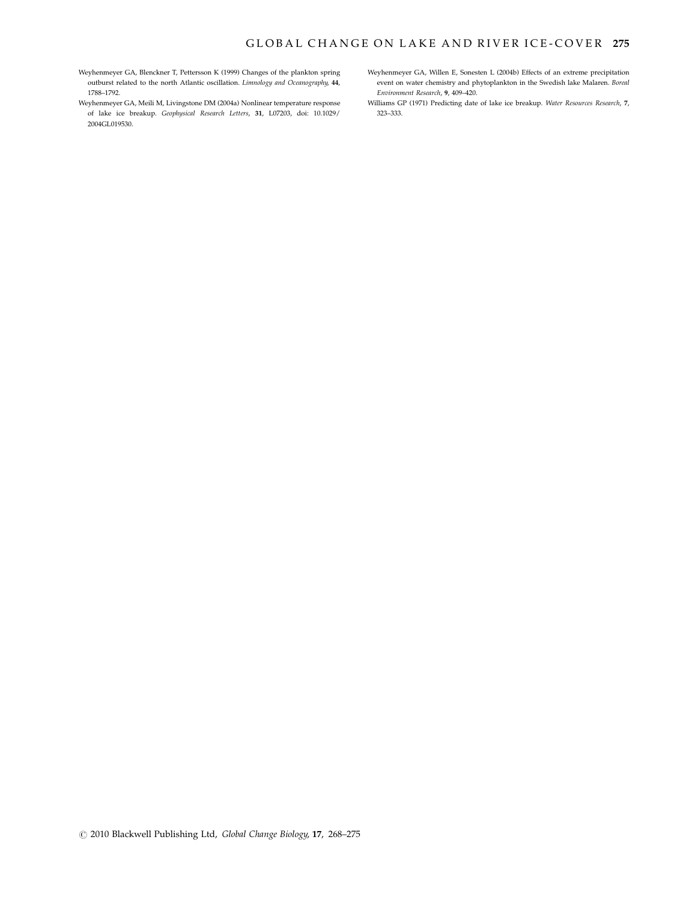Weyhenmeyer GA, Blenckner T, Pettersson K (1999) Changes of the plankton spring outburst related to the north Atlantic oscillation. *Limnology and Oceanography*, **44**, 1788–1792.

Weyhenmeyer GA, Meili M, Livingstone DM (2004a) Nonlinear temperature response of lake ice breakup. *Geophysical Research Letters*, **31**, L07203, doi: 10.1029/2004GL019530.

Weyhenmeyer GA, Willen E, Sonesten L (2004b) Effects of an extreme precipitation event on water chemistry and phytoplankton in the Swedish lake Malaren. *Boreal Environment Research*, **9**, 409–420.

Williams GP (1971) Predicting date of lake ice breakup. *Water Resources Research*, **7**, 323–333.